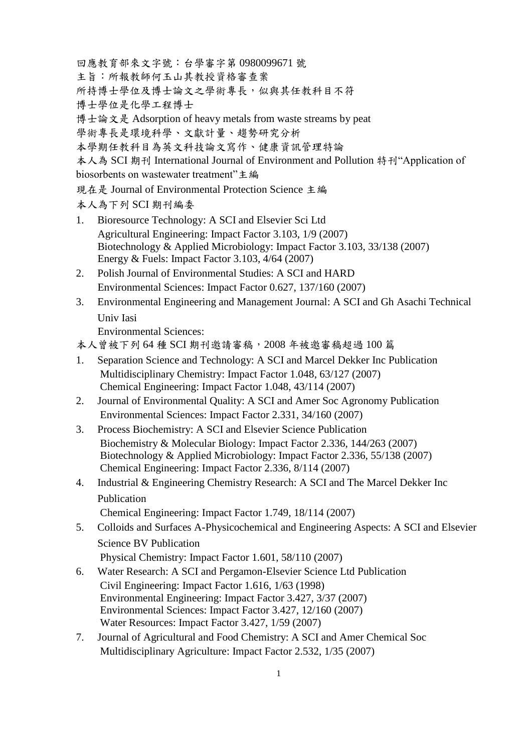回應教育部來文字號：台學審字第 0980099671 號

主旨：所報教師何玉山其教授資格審查案

所持博士學位及博士論文之學術專長，似與其任教科目不符

博士學位是化學工程博士

博士論文是 Adsorption of heavy metals from waste streams by peat

學術專長是環境科學、文獻計量、趨勢研究分析

本學期任教科目為英文科技論文寫作、健康資訊管理特論

本人為 SCI 期刊 International Journal of Environment and Pollution 特刊“Application of biosorbents on wastewater treatment”主編

現在是 Journal of Environmental Protection Science 主編

本人為下列 SCI 期刊編委

1. Bioresource Technology: A SCI and Elsevier Sci Ltd
   Agricultural Engineering: Impact Factor 3.103, 1/9 (2007)
   Biotechnology & Applied Microbiology: Impact Factor 3.103, 33/138 (2007)
   Energy & Fuels: Impact Factor 3.103, 4/64 (2007)
2. Polish Journal of Environmental Studies: A SCI and HARD
   Environmental Sciences: Impact Factor 0.627, 137/160 (2007)
3. Environmental Engineering and Management Journal: A SCI and Gh Asachi Technical Univ Iasi
   Environmental Sciences:

本人曾被下列 64 種 SCI 期刊邀請審稿，2008 年被邀審稿超過 100 篇

1. Separation Science and Technology: A SCI and Marcel Dekker Inc Publication
   Multidisciplinary Chemistry: Impact Factor 1.048, 63/127 (2007)
   Chemical Engineering: Impact Factor 1.048, 43/114 (2007)
2. Journal of Environmental Quality: A SCI and Amer Soc Agronomy Publication
   Environmental Sciences: Impact Factor 2.331, 34/160 (2007)
3. Process Biochemistry: A SCI and Elsevier Science Publication
   Biochemistry & Molecular Biology: Impact Factor 2.336, 144/263 (2007)
   Biotechnology & Applied Microbiology: Impact Factor 2.336, 55/138 (2007)
   Chemical Engineering: Impact Factor 2.336, 8/114 (2007)
4. Industrial & Engineering Chemistry Research: A SCI and The Marcel Dekker Inc Publication
   Chemical Engineering: Impact Factor 1.749, 18/114 (2007)
5. Colloids and Surfaces A-Physicochemical and Engineering Aspects: A SCI and Elsevier Science BV Publication
   Physical Chemistry: Impact Factor 1.601, 58/110 (2007)
6. Water Research: A SCI and Pergamon-Elsevier Science Ltd Publication
   Civil Engineering: Impact Factor 1.616, 1/63 (1998)
   Environmental Engineering: Impact Factor 3.427, 3/37 (2007)
   Environmental Sciences: Impact Factor 3.427, 12/160 (2007)
   Water Resources: Impact Factor 3.427, 1/59 (2007)
7. Journal of Agricultural and Food Chemistry: A SCI and Amer Chemical Soc
   Multidisciplinary Agriculture: Impact Factor 2.532, 1/35 (2007)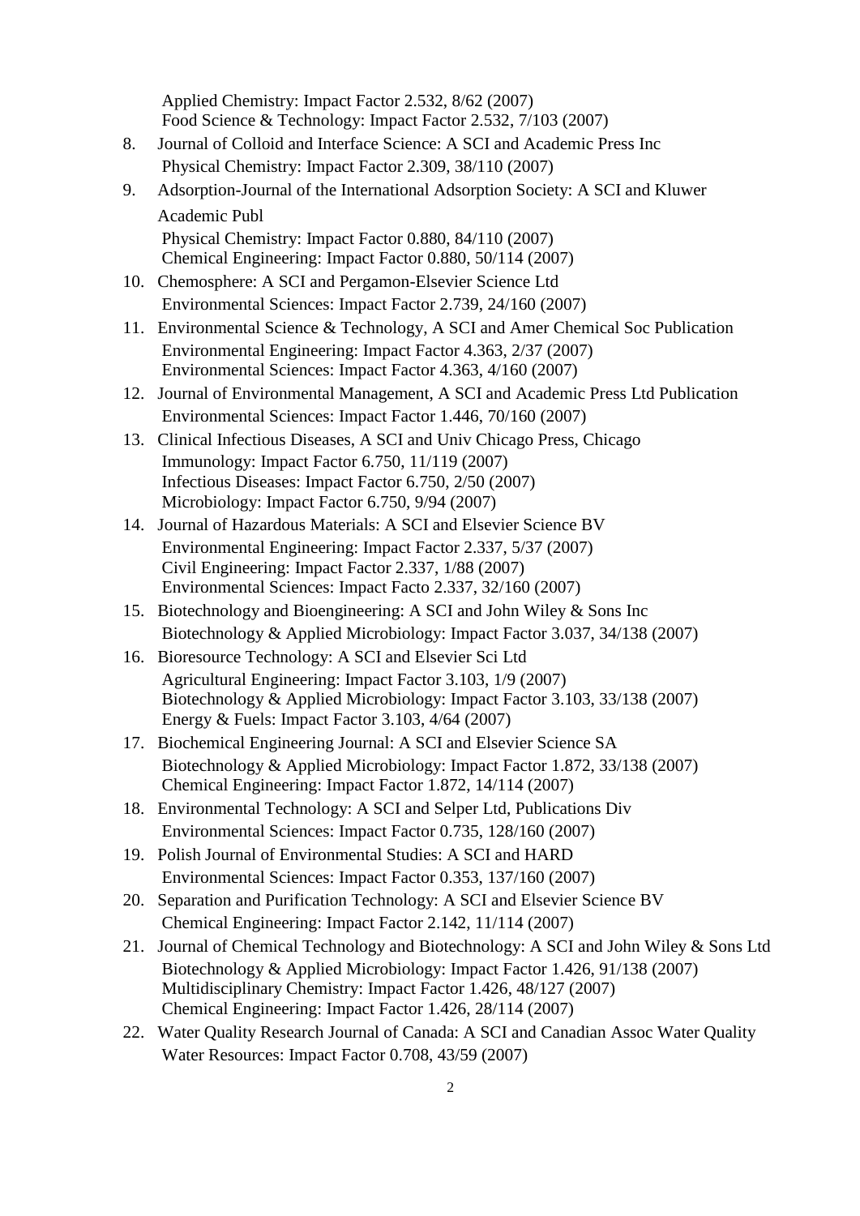Applied Chemistry: Impact Factor 2.532, 8/62 (2007)
Food Science & Technology: Impact Factor 2.532, 7/103 (2007)

8. Journal of Colloid and Interface Science: A SCI and Academic Press Inc
   Physical Chemistry: Impact Factor 2.309, 38/110 (2007)
9. Adsorption-Journal of the International Adsorption Society: A SCI and Kluwer Academic Publ
   Physical Chemistry: Impact Factor 0.880, 84/110 (2007)
   Chemical Engineering: Impact Factor 0.880, 50/114 (2007)
10. Chemosphere: A SCI and Pergamon-Elsevier Science Ltd
    Environmental Sciences: Impact Factor 2.739, 24/160 (2007)
11. Environmental Science & Technology, A SCI and Amer Chemical Soc Publication
    Environmental Engineering: Impact Factor 4.363, 2/37 (2007)
    Environmental Sciences: Impact Factor 4.363, 4/160 (2007)
12. Journal of Environmental Management, A SCI and Academic Press Ltd Publication
    Environmental Sciences: Impact Factor 1.446, 70/160 (2007)
13. Clinical Infectious Diseases, A SCI and Univ Chicago Press, Chicago
    Immunology: Impact Factor 6.750, 11/119 (2007)
    Infectious Diseases: Impact Factor 6.750, 2/50 (2007)
    Microbiology: Impact Factor 6.750, 9/94 (2007)
14. Journal of Hazardous Materials: A SCI and Elsevier Science BV
    Environmental Engineering: Impact Factor 2.337, 5/37 (2007)
    Civil Engineering: Impact Factor 2.337, 1/88 (2007)
    Environmental Sciences: Impact Facto 2.337, 32/160 (2007)
15. Biotechnology and Bioengineering: A SCI and John Wiley & Sons Inc
    Biotechnology & Applied Microbiology: Impact Factor 3.037, 34/138 (2007)
16. Bioresource Technology: A SCI and Elsevier Sci Ltd
    Agricultural Engineering: Impact Factor 3.103, 1/9 (2007)
    Biotechnology & Applied Microbiology: Impact Factor 3.103, 33/138 (2007)
    Energy & Fuels: Impact Factor 3.103, 4/64 (2007)
17. Biochemical Engineering Journal: A SCI and Elsevier Science SA
    Biotechnology & Applied Microbiology: Impact Factor 1.872, 33/138 (2007)
    Chemical Engineering: Impact Factor 1.872, 14/114 (2007)
18. Environmental Technology: A SCI and Selper Ltd, Publications Div
    Environmental Sciences: Impact Factor 0.735, 128/160 (2007)
19. Polish Journal of Environmental Studies: A SCI and HARD
    Environmental Sciences: Impact Factor 0.353, 137/160 (2007)
20. Separation and Purification Technology: A SCI and Elsevier Science BV
    Chemical Engineering: Impact Factor 2.142, 11/114 (2007)
21. Journal of Chemical Technology and Biotechnology: A SCI and John Wiley & Sons Ltd
    Biotechnology & Applied Microbiology: Impact Factor 1.426, 91/138 (2007)
    Multidisciplinary Chemistry: Impact Factor 1.426, 48/127 (2007)
    Chemical Engineering: Impact Factor 1.426, 28/114 (2007)
22. Water Quality Research Journal of Canada: A SCI and Canadian Assoc Water Quality
    Water Resources: Impact Factor 0.708, 43/59 (2007)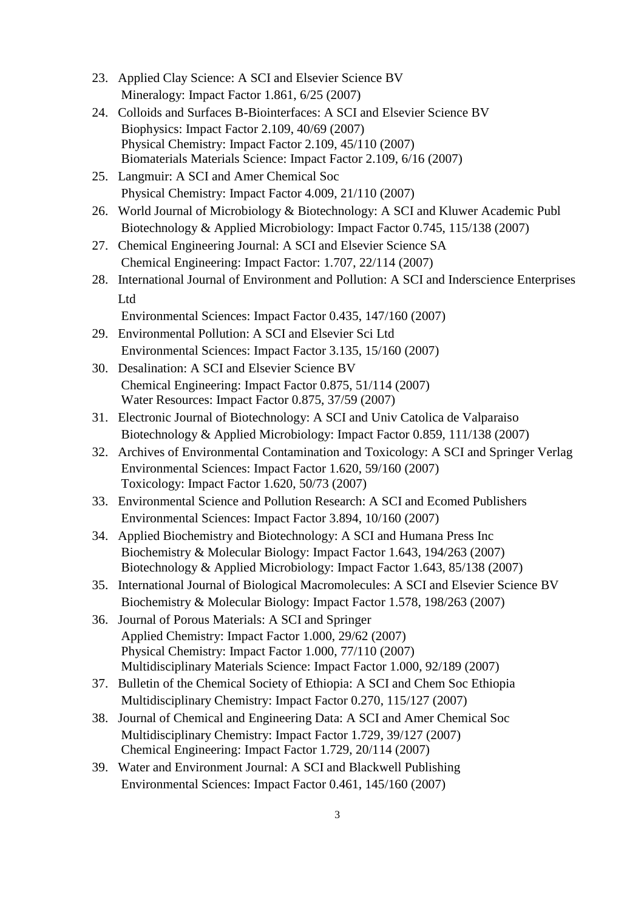23. Applied Clay Science: A SCI and Elsevier Science BV
    Mineralogy: Impact Factor 1.861, 6/25 (2007)
24. Colloids and Surfaces B-Biointerfaces: A SCI and Elsevier Science BV
    Biophysics: Impact Factor 2.109, 40/69 (2007)
    Physical Chemistry: Impact Factor 2.109, 45/110 (2007)
    Biomaterials Materials Science: Impact Factor 2.109, 6/16 (2007)
25. Langmuir: A SCI and Amer Chemical Soc
    Physical Chemistry: Impact Factor 4.009, 21/110 (2007)
26. World Journal of Microbiology & Biotechnology: A SCI and Kluwer Academic Publ
    Biotechnology & Applied Microbiology: Impact Factor 0.745, 115/138 (2007)
27. Chemical Engineering Journal: A SCI and Elsevier Science SA
    Chemical Engineering: Impact Factor: 1.707, 22/114 (2007)
28. International Journal of Environment and Pollution: A SCI and Inderscience Enterprises Ltd
    Environmental Sciences: Impact Factor 0.435, 147/160 (2007)
29. Environmental Pollution: A SCI and Elsevier Sci Ltd
    Environmental Sciences: Impact Factor 3.135, 15/160 (2007)
30. Desalination: A SCI and Elsevier Science BV
    Chemical Engineering: Impact Factor 0.875, 51/114 (2007)
    Water Resources: Impact Factor 0.875, 37/59 (2007)
31. Electronic Journal of Biotechnology: A SCI and Univ Catolica de Valparaiso
    Biotechnology & Applied Microbiology: Impact Factor 0.859, 111/138 (2007)
32. Archives of Environmental Contamination and Toxicology: A SCI and Springer Verlag
    Environmental Sciences: Impact Factor 1.620, 59/160 (2007)
    Toxicology: Impact Factor 1.620, 50/73 (2007)
33. Environmental Science and Pollution Research: A SCI and Ecomed Publishers
    Environmental Sciences: Impact Factor 3.894, 10/160 (2007)
34. Applied Biochemistry and Biotechnology: A SCI and Humana Press Inc
    Biochemistry & Molecular Biology: Impact Factor 1.643, 194/263 (2007)
    Biotechnology & Applied Microbiology: Impact Factor 1.643, 85/138 (2007)
35. International Journal of Biological Macromolecules: A SCI and Elsevier Science BV
    Biochemistry & Molecular Biology: Impact Factor 1.578, 198/263 (2007)
36. Journal of Porous Materials: A SCI and Springer
    Applied Chemistry: Impact Factor 1.000, 29/62 (2007)
    Physical Chemistry: Impact Factor 1.000, 77/110 (2007)
    Multidisciplinary Materials Science: Impact Factor 1.000, 92/189 (2007)
37. Bulletin of the Chemical Society of Ethiopia: A SCI and Chem Soc Ethiopia
    Multidisciplinary Chemistry: Impact Factor 0.270, 115/127 (2007)
38. Journal of Chemical and Engineering Data: A SCI and Amer Chemical Soc
    Multidisciplinary Chemistry: Impact Factor 1.729, 39/127 (2007)
    Chemical Engineering: Impact Factor 1.729, 20/114 (2007)
39. Water and Environment Journal: A SCI and Blackwell Publishing
    Environmental Sciences: Impact Factor 0.461, 145/160 (2007)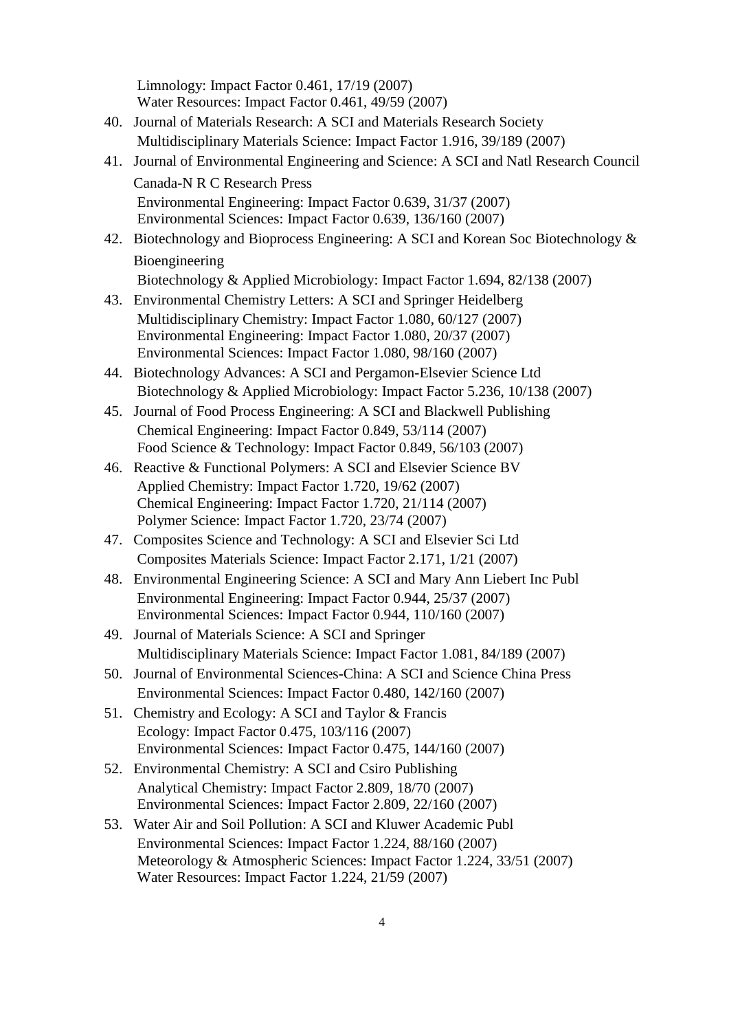Limnology: Impact Factor 0.461, 17/19 (2007)
Water Resources: Impact Factor 0.461, 49/59 (2007)

40. Journal of Materials Research: A SCI and Materials Research Society
    Multidisciplinary Materials Science: Impact Factor 1.916, 39/189 (2007)
41. Journal of Environmental Engineering and Science: A SCI and Natl Research Council Canada-N R C Research Press
    Environmental Engineering: Impact Factor 0.639, 31/37 (2007)
    Environmental Sciences: Impact Factor 0.639, 136/160 (2007)
42. Biotechnology and Bioprocess Engineering: A SCI and Korean Soc Biotechnology & Bioengineering
    Biotechnology & Applied Microbiology: Impact Factor 1.694, 82/138 (2007)
43. Environmental Chemistry Letters: A SCI and Springer Heidelberg
    Multidisciplinary Chemistry: Impact Factor 1.080, 60/127 (2007)
    Environmental Engineering: Impact Factor 1.080, 20/37 (2007)
    Environmental Sciences: Impact Factor 1.080, 98/160 (2007)
44. Biotechnology Advances: A SCI and Pergamon-Elsevier Science Ltd
    Biotechnology & Applied Microbiology: Impact Factor 5.236, 10/138 (2007)
45. Journal of Food Process Engineering: A SCI and Blackwell Publishing
    Chemical Engineering: Impact Factor 0.849, 53/114 (2007)
    Food Science & Technology: Impact Factor 0.849, 56/103 (2007)
46. Reactive & Functional Polymers: A SCI and Elsevier Science BV
    Applied Chemistry: Impact Factor 1.720, 19/62 (2007)
    Chemical Engineering: Impact Factor 1.720, 21/114 (2007)
    Polymer Science: Impact Factor 1.720, 23/74 (2007)
47. Composites Science and Technology: A SCI and Elsevier Sci Ltd
    Composites Materials Science: Impact Factor 2.171, 1/21 (2007)
48. Environmental Engineering Science: A SCI and Mary Ann Liebert Inc Publ
    Environmental Engineering: Impact Factor 0.944, 25/37 (2007)
    Environmental Sciences: Impact Factor 0.944, 110/160 (2007)
49. Journal of Materials Science: A SCI and Springer
    Multidisciplinary Materials Science: Impact Factor 1.081, 84/189 (2007)
50. Journal of Environmental Sciences-China: A SCI and Science China Press
    Environmental Sciences: Impact Factor 0.480, 142/160 (2007)
51. Chemistry and Ecology: A SCI and Taylor & Francis
    Ecology: Impact Factor 0.475, 103/116 (2007)
    Environmental Sciences: Impact Factor 0.475, 144/160 (2007)
52. Environmental Chemistry: A SCI and Csiro Publishing
    Analytical Chemistry: Impact Factor 2.809, 18/70 (2007)
    Environmental Sciences: Impact Factor 2.809, 22/160 (2007)
53. Water Air and Soil Pollution: A SCI and Kluwer Academic Publ
    Environmental Sciences: Impact Factor 1.224, 88/160 (2007)
    Meteorology & Atmospheric Sciences: Impact Factor 1.224, 33/51 (2007)
    Water Resources: Impact Factor 1.224, 21/59 (2007)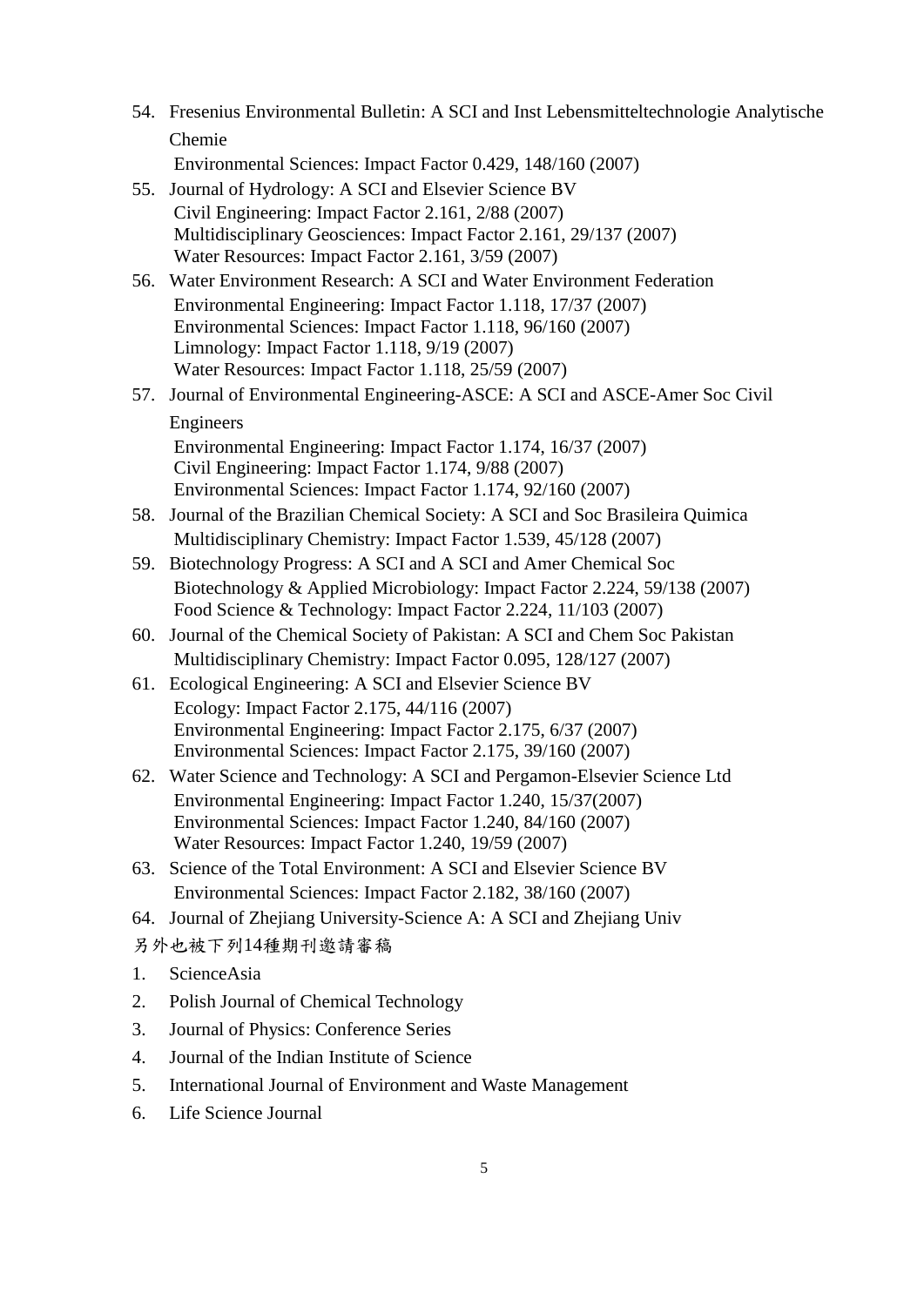54. Fresenius Environmental Bulletin: A SCI and Inst Lebensmitteltechnologie Analytische Chemie
    Environmental Sciences: Impact Factor 0.429, 148/160 (2007)
55. Journal of Hydrology: A SCI and Elsevier Science BV
    Civil Engineering: Impact Factor 2.161, 2/88 (2007)
    Multidisciplinary Geosciences: Impact Factor 2.161, 29/137 (2007)
    Water Resources: Impact Factor 2.161, 3/59 (2007)
56. Water Environment Research: A SCI and Water Environment Federation
    Environmental Engineering: Impact Factor 1.118, 17/37 (2007)
    Environmental Sciences: Impact Factor 1.118, 96/160 (2007)
    Limnology: Impact Factor 1.118, 9/19 (2007)
    Water Resources: Impact Factor 1.118, 25/59 (2007)
57. Journal of Environmental Engineering-ASCE: A SCI and ASCE-Amer Soc Civil Engineers
    Environmental Engineering: Impact Factor 1.174, 16/37 (2007)
    Civil Engineering: Impact Factor 1.174, 9/88 (2007)
    Environmental Sciences: Impact Factor 1.174, 92/160 (2007)
58. Journal of the Brazilian Chemical Society: A SCI and Soc Brasileira Quimica
    Multidisciplinary Chemistry: Impact Factor 1.539, 45/128 (2007)
59. Biotechnology Progress: A SCI and A SCI and Amer Chemical Soc
    Biotechnology & Applied Microbiology: Impact Factor 2.224, 59/138 (2007)
    Food Science & Technology: Impact Factor 2.224, 11/103 (2007)
60. Journal of the Chemical Society of Pakistan: A SCI and Chem Soc Pakistan
    Multidisciplinary Chemistry: Impact Factor 0.095, 128/127 (2007)
61. Ecological Engineering: A SCI and Elsevier Science BV
    Ecology: Impact Factor 2.175, 44/116 (2007)
    Environmental Engineering: Impact Factor 2.175, 6/37 (2007)
    Environmental Sciences: Impact Factor 2.175, 39/160 (2007)
62. Water Science and Technology: A SCI and Pergamon-Elsevier Science Ltd
    Environmental Engineering: Impact Factor 1.240, 15/37(2007)
    Environmental Sciences: Impact Factor 1.240, 84/160 (2007)
    Water Resources: Impact Factor 1.240, 19/59 (2007)
63. Science of the Total Environment: A SCI and Elsevier Science BV
    Environmental Sciences: Impact Factor 2.182, 38/160 (2007)
64. Journal of Zhejiang University-Science A: A SCI and Zhejiang Univ

另外也被下列14種期刊邀請審稿

1. ScienceAsia
2. Polish Journal of Chemical Technology
3. Journal of Physics: Conference Series
4. Journal of the Indian Institute of Science
5. International Journal of Environment and Waste Management
6. Life Science Journal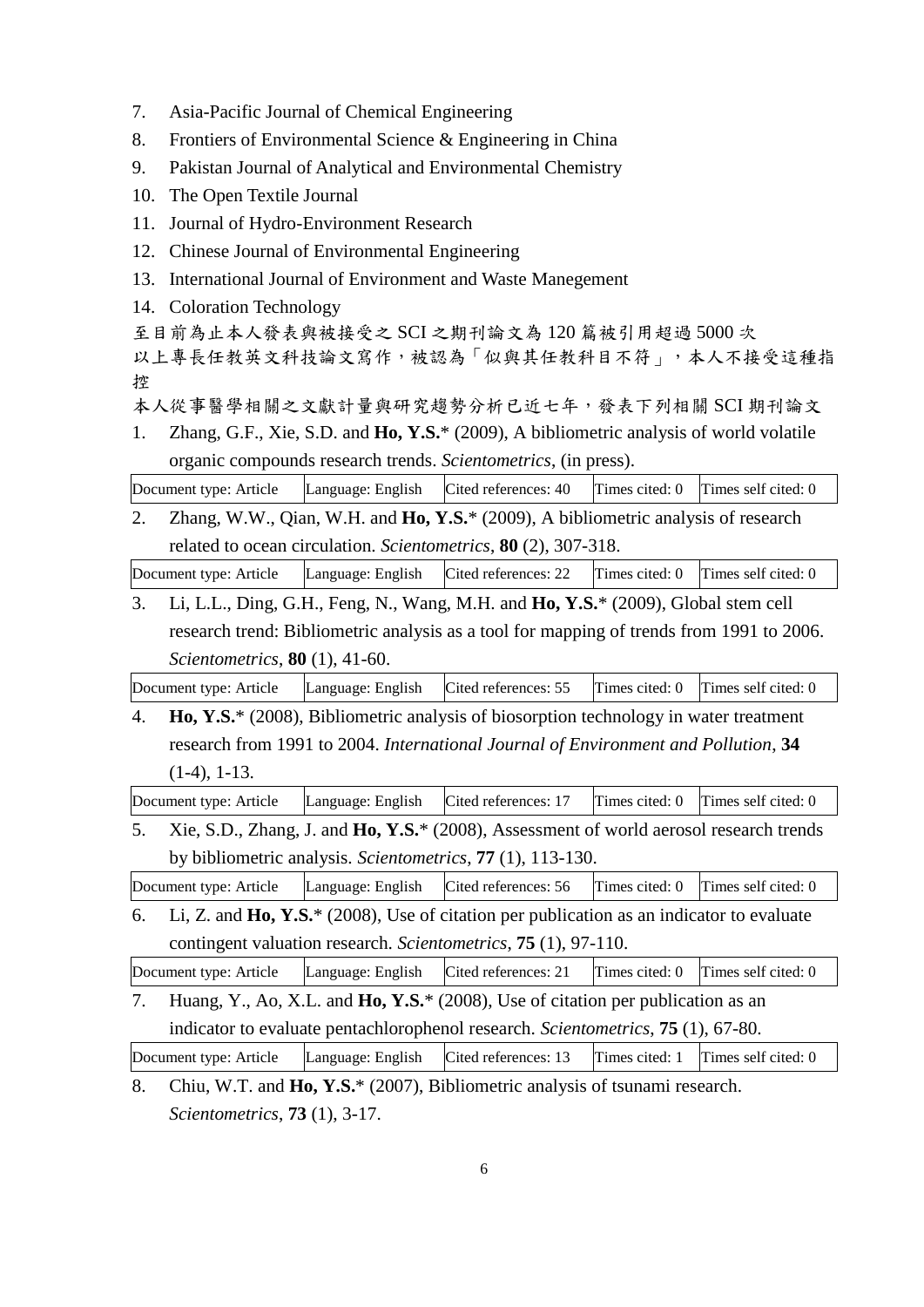7. Asia-Pacific Journal of Chemical Engineering
8. Frontiers of Environmental Science & Engineering in China
9. Pakistan Journal of Analytical and Environmental Chemistry
10. The Open Textile Journal
11. Journal of Hydro-Environment Research
12. Chinese Journal of Environmental Engineering
13. International Journal of Environment and Waste Manegement
14. Coloration Technology

至目前為止本人發表與被接受之 SCI 之期刊論文為 120 篇被引用超過 5000 次

以上專長任教英文科技論文寫作，被認為「似與其任教科目不符」，本人不接受這種指控

本人從事醫學相關之文獻計量與研究趨勢分析已近七年，發表下列相關 SCI 期刊論文

1. Zhang, G.F., Xie, S.D. and **Ho, Y.S.*** (2009), A bibliometric analysis of world volatile organic compounds research trends. *Scientometrics*, (in press).

| Document type: Article | Language: English | Cited references: 40 | Times cited: 0 | Times self cited: 0 |
|---|---|---|---|---|

2. Zhang, W.W., Qian, W.H. and **Ho, Y.S.*** (2009), A bibliometric analysis of research related to ocean circulation. *Scientometrics*, **80** (2), 307-318.

| Document type: Article | Language: English | Cited references: 22 | Times cited: 0 | Times self cited: 0 |
|---|---|---|---|---|

3. Li, L.L., Ding, G.H., Feng, N., Wang, M.H. and **Ho, Y.S.*** (2009), Global stem cell research trend: Bibliometric analysis as a tool for mapping of trends from 1991 to 2006. *Scientometrics*, **80** (1), 41-60.

| Document type: Article | Language: English | Cited references: 55 | Times cited: 0 | Times self cited: 0 |
|---|---|---|---|---|

4. **Ho, Y.S.*** (2008), Bibliometric analysis of biosorption technology in water treatment research from 1991 to 2004. *International Journal of Environment and Pollution*, **34** (1-4), 1-13.

| Document type: Article | Language: English | Cited references: 17 | Times cited: 0 | Times self cited: 0 |
|---|---|---|---|---|

5. Xie, S.D., Zhang, J. and **Ho, Y.S.*** (2008), Assessment of world aerosol research trends by bibliometric analysis. *Scientometrics*, **77** (1), 113-130.

| Document type: Article | Language: English | Cited references: 56 | Times cited: 0 | Times self cited: 0 |
|---|---|---|---|---|

6. Li, Z. and **Ho, Y.S.*** (2008), Use of citation per publication as an indicator to evaluate contingent valuation research. *Scientometrics*, **75** (1), 97-110.

| Document type: Article | Language: English | Cited references: 21 | Times cited: 0 | Times self cited: 0 |
|---|---|---|---|---|

7. Huang, Y., Ao, X.L. and **Ho, Y.S.*** (2008), Use of citation per publication as an indicator to evaluate pentachlorophenol research. *Scientometrics*, **75** (1), 67-80.

| Document type: Article | Language: English | Cited references: 13 | Times cited: 1 | Times self cited: 0 |
|---|---|---|---|---|

8. Chiu, W.T. and **Ho, Y.S.*** (2007), Bibliometric analysis of tsunami research. *Scientometrics*, **73** (1), 3-17.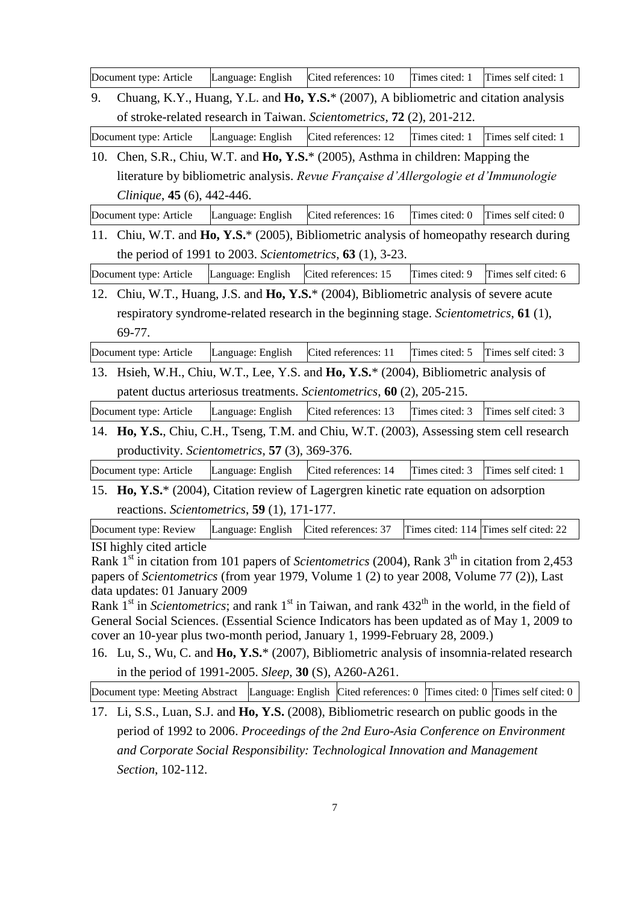| Document type: Article | Language: English | Cited references: 10 | Times cited: 1 | Times self cited: 1 |
|---|---|---|---|---|

9. Chuang, K.Y., Huang, Y.L. and **Ho, Y.S.*** (2007), A bibliometric and citation analysis of stroke-related research in Taiwan. *Scientometrics*, **72** (2), 201-212.

| Document type: Article | Language: English | Cited references: 12 | Times cited: 1 | Times self cited: 1 |
|---|---|---|---|---|

10. Chen, S.R., Chiu, W.T. and **Ho, Y.S.*** (2005), Asthma in children: Mapping the literature by bibliometric analysis. *Revue Française d'Allergologie et d'Immunologie Clinique*, **45** (6), 442-446.

| Document type: Article | Language: English | Cited references: 16 | Times cited: 0 | Times self cited: 0 |
|---|---|---|---|---|

11. Chiu, W.T. and **Ho, Y.S.*** (2005), Bibliometric analysis of homeopathy research during the period of 1991 to 2003. *Scientometrics*, **63** (1), 3-23.

| Document type: Article | Language: English | Cited references: 15 | Times cited: 9 | Times self cited: 6 |
|---|---|---|---|---|

12. Chiu, W.T., Huang, J.S. and **Ho, Y.S.*** (2004), Bibliometric analysis of severe acute respiratory syndrome-related research in the beginning stage. *Scientometrics*, **61** (1), 69-77.

| Document type: Article | Language: English | Cited references: 11 | Times cited: 5 | Times self cited: 3 |
|---|---|---|---|---|

13. Hsieh, W.H., Chiu, W.T., Lee, Y.S. and **Ho, Y.S.*** (2004), Bibliometric analysis of patent ductus arteriosus treatments. *Scientometrics*, **60** (2), 205-215.

| Document type: Article | Language: English | Cited references: 13 | Times cited: 3 | Times self cited: 3 |
|---|---|---|---|---|

14. **Ho, Y.S.**, Chiu, C.H., Tseng, T.M. and Chiu, W.T. (2003), Assessing stem cell research productivity. *Scientometrics*, **57** (3), 369-376.

| Document type: Article | Language: English | Cited references: 14 | Times cited: 3 | Times self cited: 1 |
|---|---|---|---|---|

15. **Ho, Y.S.*** (2004), Citation review of Lagergren kinetic rate equation on adsorption reactions. *Scientometrics*, **59** (1), 171-177.

| Document type: Review | Language: English | Cited references: 37 | Times cited: 114 | Times self cited: 22 |
|---|---|---|---|---|

ISI highly cited article
Rank 1st in citation from 101 papers of *Scientometrics* (2004), Rank 3th in citation from 2,453 papers of *Scientometrics* (from year 1979, Volume 1 (2) to year 2008, Volume 77 (2)), Last data updates: 01 January 2009
Rank 1st in *Scientometrics*; and rank 1st in Taiwan, and rank 432th in the world, in the field of General Social Sciences. (Essential Science Indicators has been updated as of May 1, 2009 to cover an 10-year plus two-month period, January 1, 1999-February 28, 2009.)

16. Lu, S., Wu, C. and **Ho, Y.S.*** (2007), Bibliometric analysis of insomnia-related research in the period of 1991-2005. *Sleep*, **30** (S), A260-A261.

| Document type: Meeting Abstract | Language: English | Cited references: 0 | Times cited: 0 | Times self cited: 0 |
|---|---|---|---|---|

17. Li, S.S., Luan, S.J. and **Ho, Y.S.** (2008), Bibliometric research on public goods in the period of 1992 to 2006. *Proceedings of the 2nd Euro-Asia Conference on Environment and Corporate Social Responsibility: Technological Innovation and Management Section*, 102-112.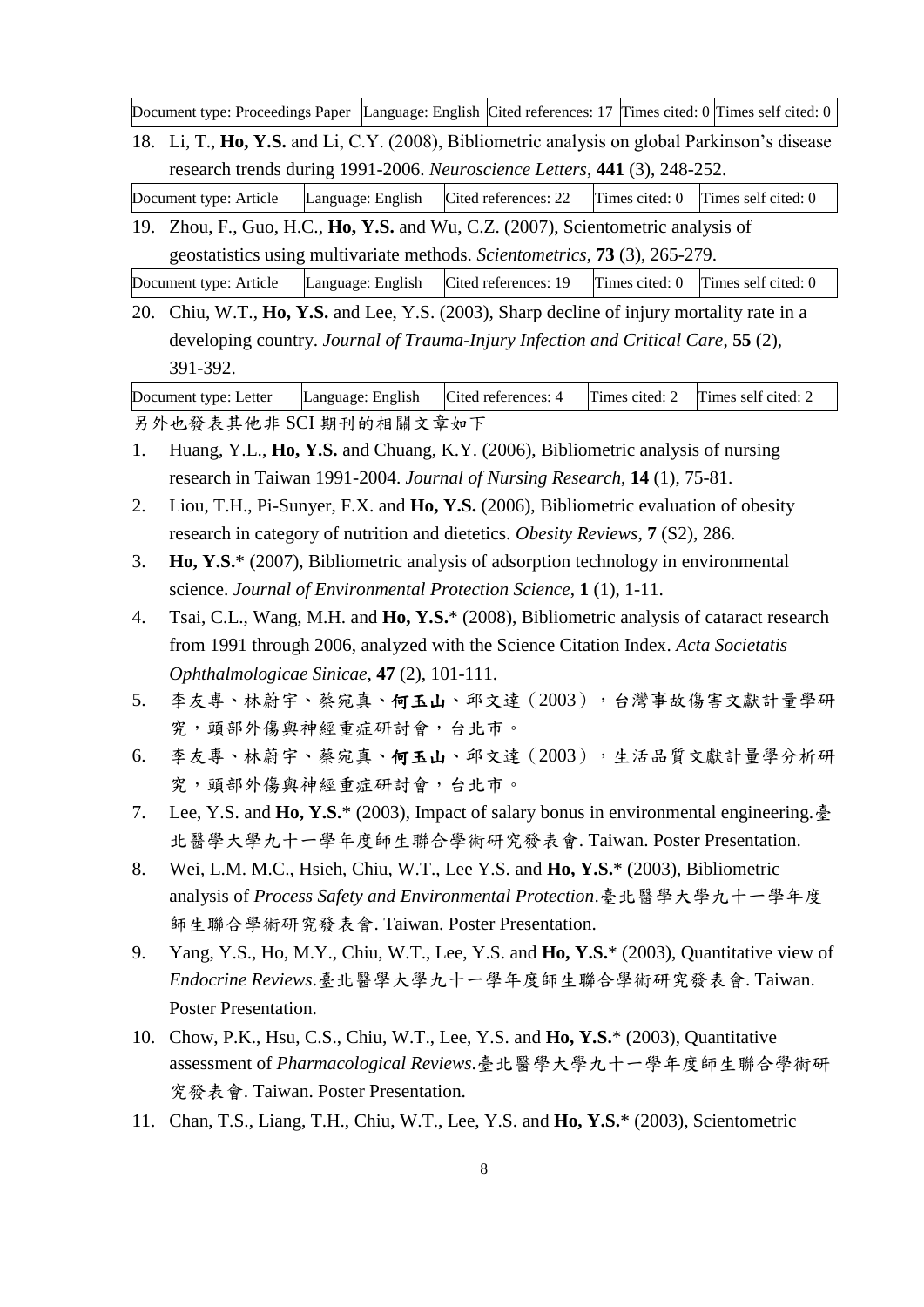| Document type: Proceedings Paper | Language: English | Cited references: 17 | Times cited: 0 | Times self cited: 0 |
|---|---|---|---|---|

18. Li, T., **Ho, Y.S.** and Li, C.Y. (2008), Bibliometric analysis on global Parkinson's disease research trends during 1991-2006. *Neuroscience Letters*, **441** (3), 248-252.

| Document type: Article | Language: English | Cited references: 22 | Times cited: 0 | Times self cited: 0 |
|---|---|---|---|---|

19. Zhou, F., Guo, H.C., **Ho, Y.S.** and Wu, C.Z. (2007), Scientometric analysis of geostatistics using multivariate methods. *Scientometrics*, **73** (3), 265-279.

| Document type: Article | Language: English | Cited references: 19 | Times cited: 0 | Times self cited: 0 |
|---|---|---|---|---|

20. Chiu, W.T., **Ho, Y.S.** and Lee, Y.S. (2003), Sharp decline of injury mortality rate in a developing country. *Journal of Trauma-Injury Infection and Critical Care*, **55** (2), 391-392.

| Document type: Letter | Language: English | Cited references: 4 | Times cited: 2 | Times self cited: 2 |
|---|---|---|---|---|

另外也發表其他非 SCI 期刊的相關文章如下

1. Huang, Y.L., **Ho, Y.S.** and Chuang, K.Y. (2006), Bibliometric analysis of nursing research in Taiwan 1991-2004. *Journal of Nursing Research*, **14** (1), 75-81.
2. Liou, T.H., Pi-Sunyer, F.X. and **Ho, Y.S.** (2006), Bibliometric evaluation of obesity research in category of nutrition and dietetics. *Obesity Reviews*, **7** (S2), 286.
3. **Ho, Y.S.*** (2007), Bibliometric analysis of adsorption technology in environmental science. *Journal of Environmental Protection Science*, **1** (1), 1-11.
4. Tsai, C.L., Wang, M.H. and **Ho, Y.S.*** (2008), Bibliometric analysis of cataract research from 1991 through 2006, analyzed with the Science Citation Index. *Acta Societatis Ophthalmologicae Sinicae*, **47** (2), 101-111.
5. 李友專、林蔚宇、蔡宛真、**何玉山**、邱文達（2003），台灣事故傷害文獻計量學研究，頭部外傷與神經重症研討會，台北市。
6. 李友專、林蔚宇、蔡宛真、**何玉山**、邱文達（2003），生活品質文獻計量學分析研究，頭部外傷與神經重症研討會，台北市。
7. Lee, Y.S. and **Ho, Y.S.*** (2003), Impact of salary bonus in environmental engineering.臺北醫學大學九十一學年度師生聯合學術研究發表會. Taiwan. Poster Presentation.
8. Wei, L.M. M.C., Hsieh, Chiu, W.T., Lee Y.S. and **Ho, Y.S.*** (2003), Bibliometric analysis of *Process Safety and Environmental Protection*.臺北醫學大學九十一學年度師生聯合學術研究發表會. Taiwan. Poster Presentation.
9. Yang, Y.S., Ho, M.Y., Chiu, W.T., Lee, Y.S. and **Ho, Y.S.*** (2003), Quantitative view of *Endocrine Reviews*.臺北醫學大學九十一學年度師生聯合學術研究發表會. Taiwan. Poster Presentation.
10. Chow, P.K., Hsu, C.S., Chiu, W.T., Lee, Y.S. and **Ho, Y.S.*** (2003), Quantitative assessment of *Pharmacological Reviews*.臺北醫學大學九十一學年度師生聯合學術研究發表會. Taiwan. Poster Presentation.
11. Chan, T.S., Liang, T.H., Chiu, W.T., Lee, Y.S. and **Ho, Y.S.*** (2003), Scientometric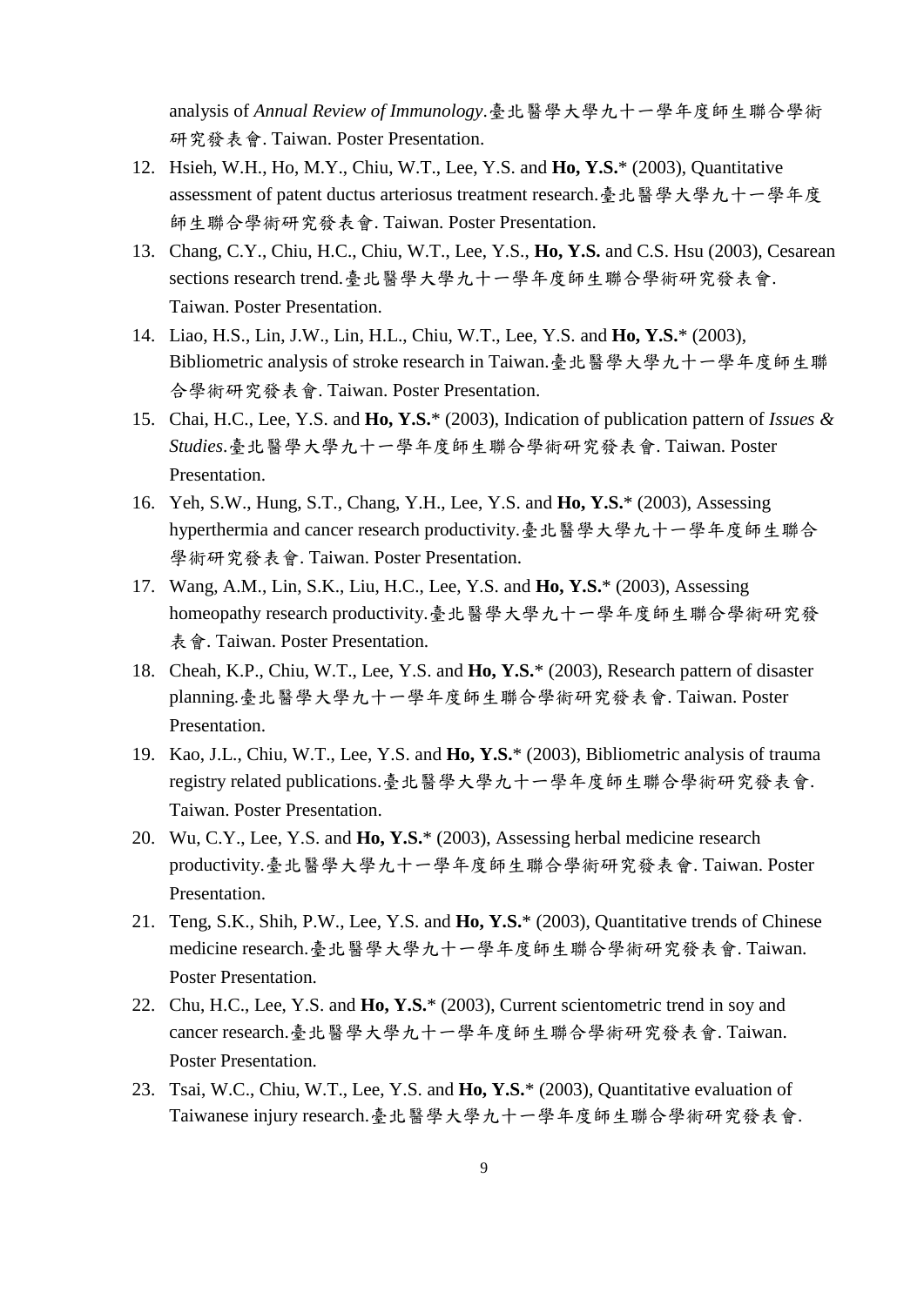analysis of *Annual Review of Immunology*.臺北醫學大學九十一學年度師生聯合學術研究發表會. Taiwan. Poster Presentation.

12. Hsieh, W.H., Ho, M.Y., Chiu, W.T., Lee, Y.S. and **Ho, Y.S.*** (2003), Quantitative assessment of patent ductus arteriosus treatment research.臺北醫學大學九十一學年度師生聯合學術研究發表會. Taiwan. Poster Presentation.
13. Chang, C.Y., Chiu, H.C., Chiu, W.T., Lee, Y.S., **Ho, Y.S.** and C.S. Hsu (2003), Cesarean sections research trend.臺北醫學大學九十一學年度師生聯合學術研究發表會. Taiwan. Poster Presentation.
14. Liao, H.S., Lin, J.W., Lin, H.L., Chiu, W.T., Lee, Y.S. and **Ho, Y.S.*** (2003), Bibliometric analysis of stroke research in Taiwan.臺北醫學大學九十一學年度師生聯合學術研究發表會. Taiwan. Poster Presentation.
15. Chai, H.C., Lee, Y.S. and **Ho, Y.S.*** (2003), Indication of publication pattern of *Issues & Studies*.臺北醫學大學九十一學年度師生聯合學術研究發表會. Taiwan. Poster Presentation.
16. Yeh, S.W., Hung, S.T., Chang, Y.H., Lee, Y.S. and **Ho, Y.S.*** (2003), Assessing hyperthermia and cancer research productivity.臺北醫學大學九十一學年度師生聯合學術研究發表會. Taiwan. Poster Presentation.
17. Wang, A.M., Lin, S.K., Liu, H.C., Lee, Y.S. and **Ho, Y.S.*** (2003), Assessing homeopathy research productivity.臺北醫學大學九十一學年度師生聯合學術研究發表會. Taiwan. Poster Presentation.
18. Cheah, K.P., Chiu, W.T., Lee, Y.S. and **Ho, Y.S.*** (2003), Research pattern of disaster planning.臺北醫學大學九十一學年度師生聯合學術研究發表會. Taiwan. Poster Presentation.
19. Kao, J.L., Chiu, W.T., Lee, Y.S. and **Ho, Y.S.*** (2003), Bibliometric analysis of trauma registry related publications.臺北醫學大學九十一學年度師生聯合學術研究發表會. Taiwan. Poster Presentation.
20. Wu, C.Y., Lee, Y.S. and **Ho, Y.S.*** (2003), Assessing herbal medicine research productivity.臺北醫學大學九十一學年度師生聯合學術研究發表會. Taiwan. Poster Presentation.
21. Teng, S.K., Shih, P.W., Lee, Y.S. and **Ho, Y.S.*** (2003), Quantitative trends of Chinese medicine research.臺北醫學大學九十一學年度師生聯合學術研究發表會. Taiwan. Poster Presentation.
22. Chu, H.C., Lee, Y.S. and **Ho, Y.S.*** (2003), Current scientometric trend in soy and cancer research.臺北醫學大學九十一學年度師生聯合學術研究發表會. Taiwan. Poster Presentation.
23. Tsai, W.C., Chiu, W.T., Lee, Y.S. and **Ho, Y.S.*** (2003), Quantitative evaluation of Taiwanese injury research.臺北醫學大學九十一學年度師生聯合學術研究發表會.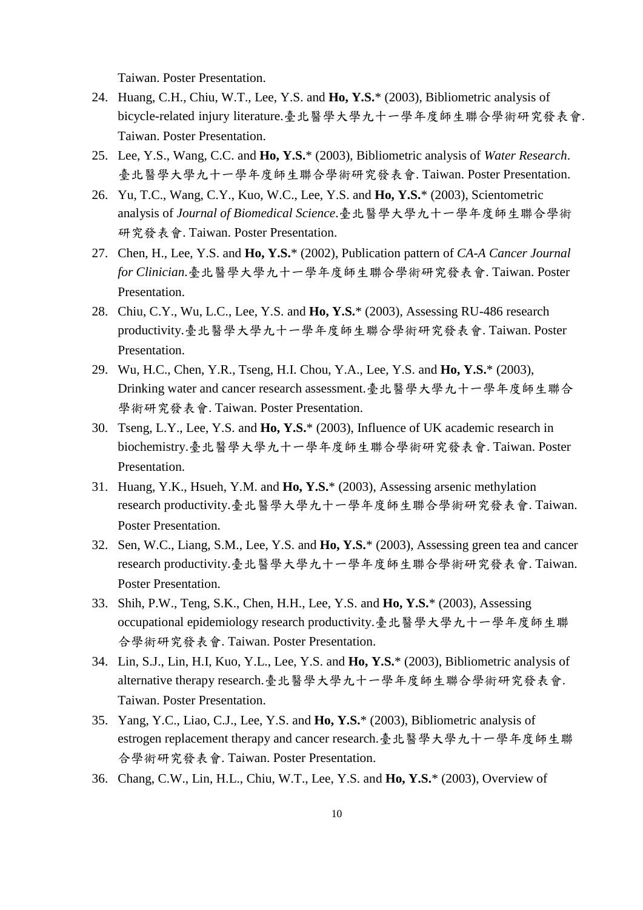Taiwan. Poster Presentation.

24. Huang, C.H., Chiu, W.T., Lee, Y.S. and **Ho, Y.S.*** (2003), Bibliometric analysis of bicycle-related injury literature.臺北醫學大學九十一學年度師生聯合學術研究發表會. Taiwan. Poster Presentation.
25. Lee, Y.S., Wang, C.C. and **Ho, Y.S.*** (2003), Bibliometric analysis of *Water Research*. 臺北醫學大學九十一學年度師生聯合學術研究發表會. Taiwan. Poster Presentation.
26. Yu, T.C., Wang, C.Y., Kuo, W.C., Lee, Y.S. and **Ho, Y.S.*** (2003), Scientometric analysis of *Journal of Biomedical Science*.臺北醫學大學九十一學年度師生聯合學術研究發表會. Taiwan. Poster Presentation.
27. Chen, H., Lee, Y.S. and **Ho, Y.S.*** (2002), Publication pattern of *CA-A Cancer Journal for Clinician*.臺北醫學大學九十一學年度師生聯合學術研究發表會. Taiwan. Poster Presentation.
28. Chiu, C.Y., Wu, L.C., Lee, Y.S. and **Ho, Y.S.*** (2003), Assessing RU-486 research productivity.臺北醫學大學九十一學年度師生聯合學術研究發表會. Taiwan. Poster Presentation.
29. Wu, H.C., Chen, Y.R., Tseng, H.I. Chou, Y.A., Lee, Y.S. and **Ho, Y.S.*** (2003), Drinking water and cancer research assessment.臺北醫學大學九十一學年度師生聯合學術研究發表會. Taiwan. Poster Presentation.
30. Tseng, L.Y., Lee, Y.S. and **Ho, Y.S.*** (2003), Influence of UK academic research in biochemistry.臺北醫學大學九十一學年度師生聯合學術研究發表會. Taiwan. Poster Presentation.
31. Huang, Y.K., Hsueh, Y.M. and **Ho, Y.S.*** (2003), Assessing arsenic methylation research productivity.臺北醫學大學九十一學年度師生聯合學術研究發表會. Taiwan. Poster Presentation.
32. Sen, W.C., Liang, S.M., Lee, Y.S. and **Ho, Y.S.*** (2003), Assessing green tea and cancer research productivity.臺北醫學大學九十一學年度師生聯合學術研究發表會. Taiwan. Poster Presentation.
33. Shih, P.W., Teng, S.K., Chen, H.H., Lee, Y.S. and **Ho, Y.S.*** (2003), Assessing occupational epidemiology research productivity.臺北醫學大學九十一學年度師生聯合學術研究發表會. Taiwan. Poster Presentation.
34. Lin, S.J., Lin, H.I, Kuo, Y.L., Lee, Y.S. and **Ho, Y.S.*** (2003), Bibliometric analysis of alternative therapy research.臺北醫學大學九十一學年度師生聯合學術研究發表會. Taiwan. Poster Presentation.
35. Yang, Y.C., Liao, C.J., Lee, Y.S. and **Ho, Y.S.*** (2003), Bibliometric analysis of estrogen replacement therapy and cancer research.臺北醫學大學九十一學年度師生聯合學術研究發表會. Taiwan. Poster Presentation.
36. Chang, C.W., Lin, H.L., Chiu, W.T., Lee, Y.S. and **Ho, Y.S.*** (2003), Overview of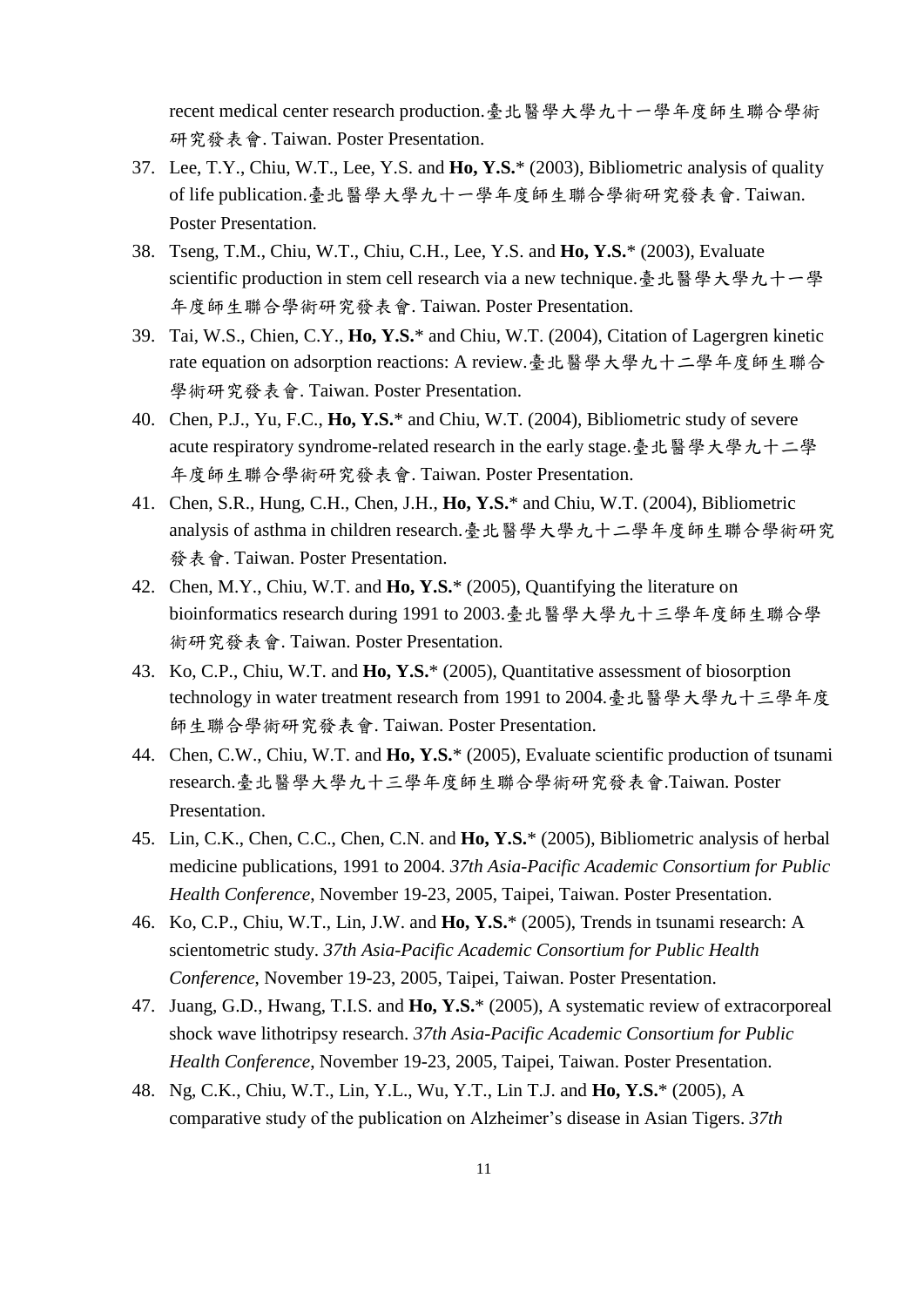recent medical center research production.臺北醫學大學九十一學年度師生聯合學術研究發表會. Taiwan. Poster Presentation.

37. Lee, T.Y., Chiu, W.T., Lee, Y.S. and **Ho, Y.S.*** (2003), Bibliometric analysis of quality of life publication.臺北醫學大學九十一學年度師生聯合學術研究發表會. Taiwan. Poster Presentation.
38. Tseng, T.M., Chiu, W.T., Chiu, C.H., Lee, Y.S. and **Ho, Y.S.*** (2003), Evaluate scientific production in stem cell research via a new technique.臺北醫學大學九十一學年度師生聯合學術研究發表會. Taiwan. Poster Presentation.
39. Tai, W.S., Chien, C.Y., **Ho, Y.S.*** and Chiu, W.T. (2004), Citation of Lagergren kinetic rate equation on adsorption reactions: A review.臺北醫學大學九十二學年度師生聯合學術研究發表會. Taiwan. Poster Presentation.
40. Chen, P.J., Yu, F.C., **Ho, Y.S.*** and Chiu, W.T. (2004), Bibliometric study of severe acute respiratory syndrome-related research in the early stage.臺北醫學大學九十二學年度師生聯合學術研究發表會. Taiwan. Poster Presentation.
41. Chen, S.R., Hung, C.H., Chen, J.H., **Ho, Y.S.*** and Chiu, W.T. (2004), Bibliometric analysis of asthma in children research.臺北醫學大學九十二學年度師生聯合學術研究發表會. Taiwan. Poster Presentation.
42. Chen, M.Y., Chiu, W.T. and **Ho, Y.S.*** (2005), Quantifying the literature on bioinformatics research during 1991 to 2003.臺北醫學大學九十三學年度師生聯合學術研究發表會. Taiwan. Poster Presentation.
43. Ko, C.P., Chiu, W.T. and **Ho, Y.S.*** (2005), Quantitative assessment of biosorption technology in water treatment research from 1991 to 2004.臺北醫學大學九十三學年度師生聯合學術研究發表會. Taiwan. Poster Presentation.
44. Chen, C.W., Chiu, W.T. and **Ho, Y.S.*** (2005), Evaluate scientific production of tsunami research.臺北醫學大學九十三學年度師生聯合學術研究發表會.Taiwan. Poster Presentation.
45. Lin, C.K., Chen, C.C., Chen, C.N. and **Ho, Y.S.*** (2005), Bibliometric analysis of herbal medicine publications, 1991 to 2004. *37th Asia-Pacific Academic Consortium for Public Health Conference*, November 19-23, 2005, Taipei, Taiwan. Poster Presentation.
46. Ko, C.P., Chiu, W.T., Lin, J.W. and **Ho, Y.S.*** (2005), Trends in tsunami research: A scientometric study. *37th Asia-Pacific Academic Consortium for Public Health Conference*, November 19-23, 2005, Taipei, Taiwan. Poster Presentation.
47. Juang, G.D., Hwang, T.I.S. and **Ho, Y.S.*** (2005), A systematic review of extracorporeal shock wave lithotripsy research. *37th Asia-Pacific Academic Consortium for Public Health Conference*, November 19-23, 2005, Taipei, Taiwan. Poster Presentation.
48. Ng, C.K., Chiu, W.T., Lin, Y.L., Wu, Y.T., Lin T.J. and **Ho, Y.S.*** (2005), A comparative study of the publication on Alzheimer's disease in Asian Tigers. *37th*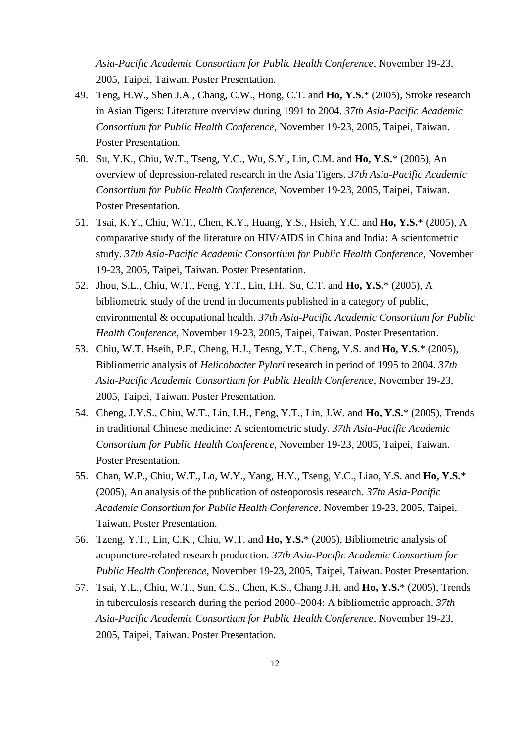*Asia-Pacific Academic Consortium for Public Health Conference*, November 19-23, 2005, Taipei, Taiwan. Poster Presentation.

49. Teng, H.W., Shen J.A., Chang, C.W., Hong, C.T. and **Ho, Y.S.*** (2005), Stroke research in Asian Tigers: Literature overview during 1991 to 2004. *37th Asia-Pacific Academic Consortium for Public Health Conference*, November 19-23, 2005, Taipei, Taiwan. Poster Presentation.
50. Su, Y.K., Chiu, W.T., Tseng, Y.C., Wu, S.Y., Lin, C.M. and **Ho, Y.S.*** (2005), An overview of depression-related research in the Asia Tigers. *37th Asia-Pacific Academic Consortium for Public Health Conference*, November 19-23, 2005, Taipei, Taiwan. Poster Presentation.
51. Tsai, K.Y., Chiu, W.T., Chen, K.Y., Huang, Y.S., Hsieh, Y.C. and **Ho, Y.S.*** (2005), A comparative study of the literature on HIV/AIDS in China and India: A scientometric study. *37th Asia-Pacific Academic Consortium for Public Health Conference*, November 19-23, 2005, Taipei, Taiwan. Poster Presentation.
52. Jhou, S.L., Chiu, W.T., Feng, Y.T., Lin, I.H., Su, C.T. and **Ho, Y.S.*** (2005), A bibliometric study of the trend in documents published in a category of public, environmental & occupational health. *37th Asia-Pacific Academic Consortium for Public Health Conference*, November 19-23, 2005, Taipei, Taiwan. Poster Presentation.
53. Chiu, W.T. Hseih, P.F., Cheng, H.J., Tesng, Y.T., Cheng, Y.S. and **Ho, Y.S.*** (2005), Bibliometric analysis of *Helicobacter Pylori* research in period of 1995 to 2004. *37th Asia-Pacific Academic Consortium for Public Health Conference*, November 19-23, 2005, Taipei, Taiwan. Poster Presentation.
54. Cheng, J.Y.S., Chiu, W.T., Lin, I.H., Feng, Y.T., Lin, J.W. and **Ho, Y.S.*** (2005), Trends in traditional Chinese medicine: A scientometric study. *37th Asia-Pacific Academic Consortium for Public Health Conference*, November 19-23, 2005, Taipei, Taiwan. Poster Presentation.
55. Chan, W.P., Chiu, W.T., Lo, W.Y., Yang, H.Y., Tseng, Y.C., Liao, Y.S. and **Ho, Y.S.*** (2005), An analysis of the publication of osteoporosis research. *37th Asia-Pacific Academic Consortium for Public Health Conference*, November 19-23, 2005, Taipei, Taiwan. Poster Presentation.
56. Tzeng, Y.T., Lin, C.K., Chiu, W.T. and **Ho, Y.S.*** (2005), Bibliometric analysis of acupuncture-related research production. *37th Asia-Pacific Academic Consortium for Public Health Conference*, November 19-23, 2005, Taipei, Taiwan. Poster Presentation.
57. Tsai, Y.L., Chiu, W.T., Sun, C.S., Chen, K.S., Chang J.H. and **Ho, Y.S.*** (2005), Trends in tuberculosis research during the period 2000–2004: A bibliometric approach. *37th Asia-Pacific Academic Consortium for Public Health Conference*, November 19-23, 2005, Taipei, Taiwan. Poster Presentation.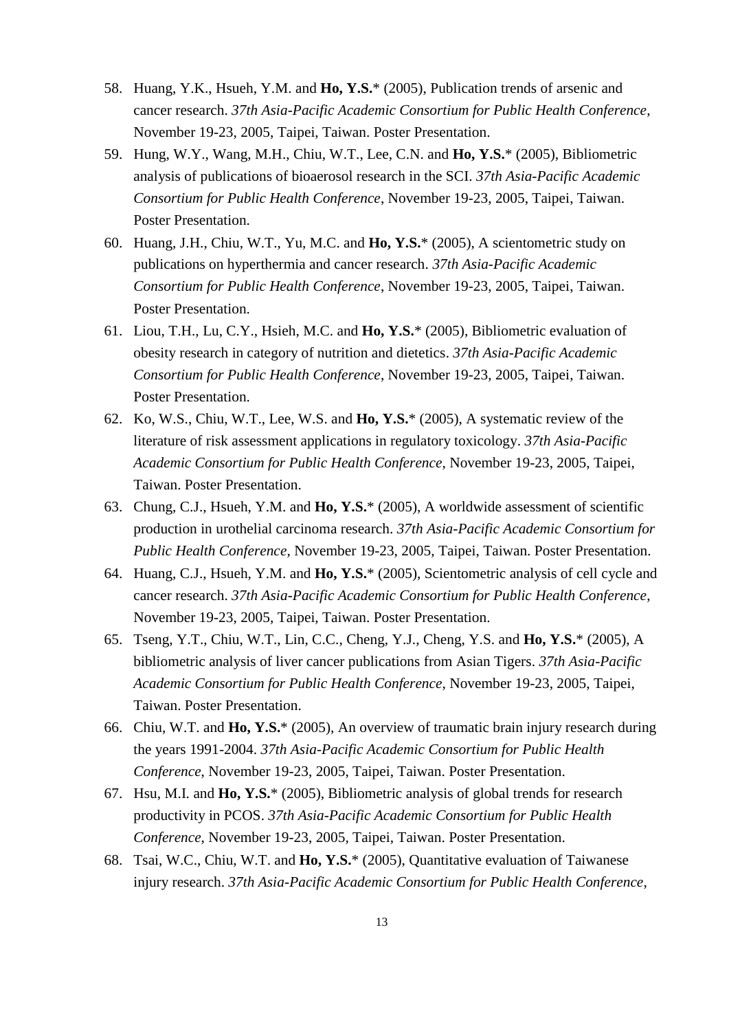58. Huang, Y.K., Hsueh, Y.M. and **Ho, Y.S.*** (2005), Publication trends of arsenic and cancer research. *37th Asia-Pacific Academic Consortium for Public Health Conference*, November 19-23, 2005, Taipei, Taiwan. Poster Presentation.
59. Hung, W.Y., Wang, M.H., Chiu, W.T., Lee, C.N. and **Ho, Y.S.*** (2005), Bibliometric analysis of publications of bioaerosol research in the SCI. *37th Asia-Pacific Academic Consortium for Public Health Conference*, November 19-23, 2005, Taipei, Taiwan. Poster Presentation.
60. Huang, J.H., Chiu, W.T., Yu, M.C. and **Ho, Y.S.*** (2005), A scientometric study on publications on hyperthermia and cancer research. *37th Asia-Pacific Academic Consortium for Public Health Conference*, November 19-23, 2005, Taipei, Taiwan. Poster Presentation.
61. Liou, T.H., Lu, C.Y., Hsieh, M.C. and **Ho, Y.S.*** (2005), Bibliometric evaluation of obesity research in category of nutrition and dietetics. *37th Asia-Pacific Academic Consortium for Public Health Conference*, November 19-23, 2005, Taipei, Taiwan. Poster Presentation.
62. Ko, W.S., Chiu, W.T., Lee, W.S. and **Ho, Y.S.*** (2005), A systematic review of the literature of risk assessment applications in regulatory toxicology. *37th Asia-Pacific Academic Consortium for Public Health Conference*, November 19-23, 2005, Taipei, Taiwan. Poster Presentation.
63. Chung, C.J., Hsueh, Y.M. and **Ho, Y.S.*** (2005), A worldwide assessment of scientific production in urothelial carcinoma research. *37th Asia-Pacific Academic Consortium for Public Health Conference*, November 19-23, 2005, Taipei, Taiwan. Poster Presentation.
64. Huang, C.J., Hsueh, Y.M. and **Ho, Y.S.*** (2005), Scientometric analysis of cell cycle and cancer research. *37th Asia-Pacific Academic Consortium for Public Health Conference*, November 19-23, 2005, Taipei, Taiwan. Poster Presentation.
65. Tseng, Y.T., Chiu, W.T., Lin, C.C., Cheng, Y.J., Cheng, Y.S. and **Ho, Y.S.*** (2005), A bibliometric analysis of liver cancer publications from Asian Tigers. *37th Asia-Pacific Academic Consortium for Public Health Conference*, November 19-23, 2005, Taipei, Taiwan. Poster Presentation.
66. Chiu, W.T. and **Ho, Y.S.*** (2005), An overview of traumatic brain injury research during the years 1991-2004. *37th Asia-Pacific Academic Consortium for Public Health Conference*, November 19-23, 2005, Taipei, Taiwan. Poster Presentation.
67. Hsu, M.I. and **Ho, Y.S.*** (2005), Bibliometric analysis of global trends for research productivity in PCOS. *37th Asia-Pacific Academic Consortium for Public Health Conference*, November 19-23, 2005, Taipei, Taiwan. Poster Presentation.
68. Tsai, W.C., Chiu, W.T. and **Ho, Y.S.*** (2005), Quantitative evaluation of Taiwanese injury research. *37th Asia-Pacific Academic Consortium for Public Health Conference*,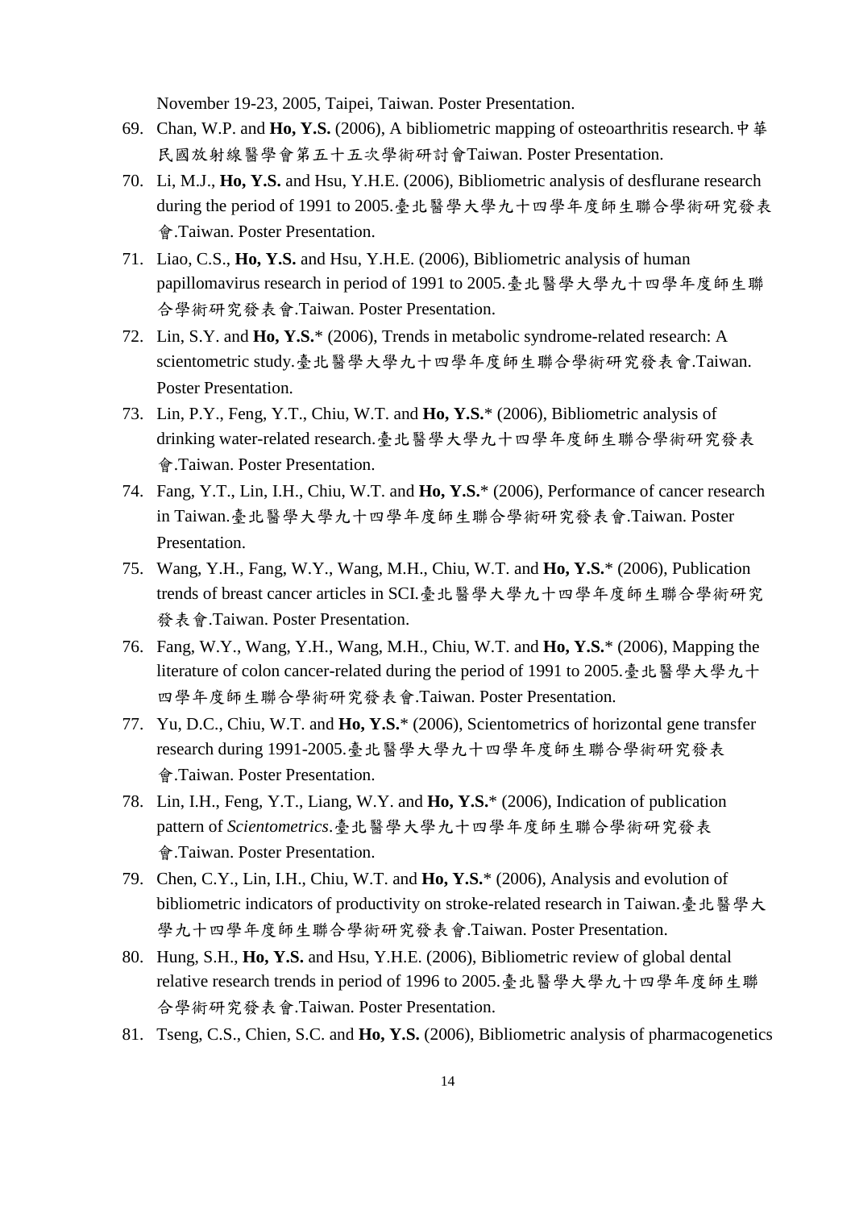November 19-23, 2005, Taipei, Taiwan. Poster Presentation.

69. Chan, W.P. and **Ho, Y.S.** (2006), A bibliometric mapping of osteoarthritis research.中華民國放射線醫學會第五十五次學術研討會Taiwan. Poster Presentation.
70. Li, M.J., **Ho, Y.S.** and Hsu, Y.H.E. (2006), Bibliometric analysis of desflurane research during the period of 1991 to 2005.臺北醫學大學九十四學年度師生聯合學術研究發表會.Taiwan. Poster Presentation.
71. Liao, C.S., **Ho, Y.S.** and Hsu, Y.H.E. (2006), Bibliometric analysis of human papillomavirus research in period of 1991 to 2005.臺北醫學大學九十四學年度師生聯合學術研究發表會.Taiwan. Poster Presentation.
72. Lin, S.Y. and **Ho, Y.S.*** (2006), Trends in metabolic syndrome-related research: A scientometric study.臺北醫學大學九十四學年度師生聯合學術研究發表會.Taiwan. Poster Presentation.
73. Lin, P.Y., Feng, Y.T., Chiu, W.T. and **Ho, Y.S.*** (2006), Bibliometric analysis of drinking water-related research.臺北醫學大學九十四學年度師生聯合學術研究發表會.Taiwan. Poster Presentation.
74. Fang, Y.T., Lin, I.H., Chiu, W.T. and **Ho, Y.S.*** (2006), Performance of cancer research in Taiwan.臺北醫學大學九十四學年度師生聯合學術研究發表會.Taiwan. Poster Presentation.
75. Wang, Y.H., Fang, W.Y., Wang, M.H., Chiu, W.T. and **Ho, Y.S.*** (2006), Publication trends of breast cancer articles in SCI.臺北醫學大學九十四學年度師生聯合學術研究發表會.Taiwan. Poster Presentation.
76. Fang, W.Y., Wang, Y.H., Wang, M.H., Chiu, W.T. and **Ho, Y.S.*** (2006), Mapping the literature of colon cancer-related during the period of 1991 to 2005.臺北醫學大學九十四學年度師生聯合學術研究發表會.Taiwan. Poster Presentation.
77. Yu, D.C., Chiu, W.T. and **Ho, Y.S.*** (2006), Scientometrics of horizontal gene transfer research during 1991-2005.臺北醫學大學九十四學年度師生聯合學術研究發表會.Taiwan. Poster Presentation.
78. Lin, I.H., Feng, Y.T., Liang, W.Y. and **Ho, Y.S.*** (2006), Indication of publication pattern of *Scientometrics*.臺北醫學大學九十四學年度師生聯合學術研究發表會.Taiwan. Poster Presentation.
79. Chen, C.Y., Lin, I.H., Chiu, W.T. and **Ho, Y.S.*** (2006), Analysis and evolution of bibliometric indicators of productivity on stroke-related research in Taiwan.臺北醫學大學九十四學年度師生聯合學術研究發表會.Taiwan. Poster Presentation.
80. Hung, S.H., **Ho, Y.S.** and Hsu, Y.H.E. (2006), Bibliometric review of global dental relative research trends in period of 1996 to 2005.臺北醫學大學九十四學年度師生聯合學術研究發表會.Taiwan. Poster Presentation.
81. Tseng, C.S., Chien, S.C. and **Ho, Y.S.** (2006), Bibliometric analysis of pharmacogenetics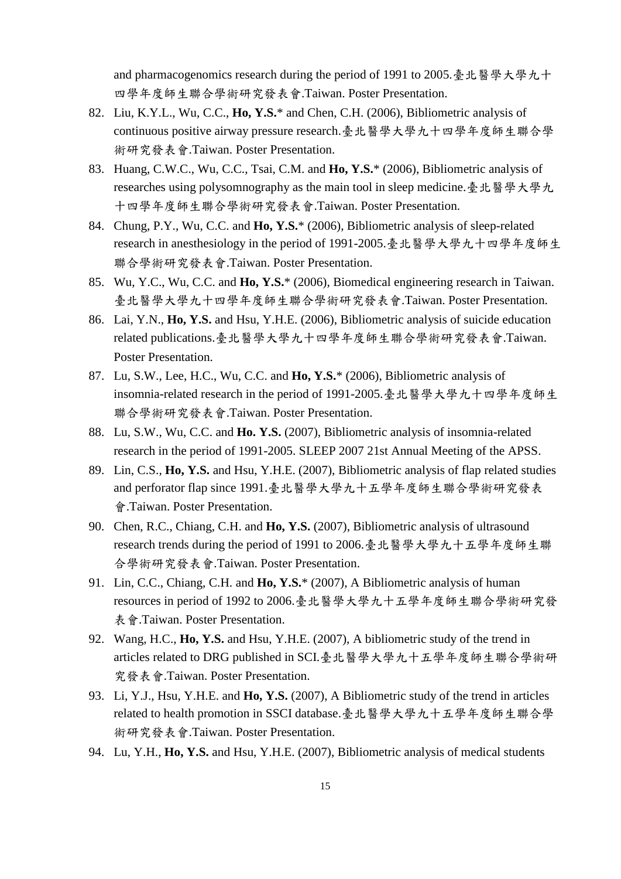and pharmacogenomics research during the period of 1991 to 2005.臺北醫學大學九十四學年度師生聯合學術研究發表會.Taiwan. Poster Presentation.

82. Liu, K.Y.L., Wu, C.C., **Ho, Y.S.**\* and Chen, C.H. (2006), Bibliometric analysis of continuous positive airway pressure research.臺北醫學大學九十四學年度師生聯合學術研究發表會.Taiwan. Poster Presentation.
83. Huang, C.W.C., Wu, C.C., Tsai, C.M. and **Ho, Y.S.**\* (2006), Bibliometric analysis of researches using polysomnography as the main tool in sleep medicine.臺北醫學大學九十四學年度師生聯合學術研究發表會.Taiwan. Poster Presentation.
84. Chung, P.Y., Wu, C.C. and **Ho, Y.S.**\* (2006), Bibliometric analysis of sleep-related research in anesthesiology in the period of 1991-2005.臺北醫學大學九十四學年度師生聯合學術研究發表會.Taiwan. Poster Presentation.
85. Wu, Y.C., Wu, C.C. and **Ho, Y.S.**\* (2006), Biomedical engineering research in Taiwan.臺北醫學大學九十四學年度師生聯合學術研究發表會.Taiwan. Poster Presentation.
86. Lai, Y.N., **Ho, Y.S.** and Hsu, Y.H.E. (2006), Bibliometric analysis of suicide education related publications.臺北醫學大學九十四學年度師生聯合學術研究發表會.Taiwan. Poster Presentation.
87. Lu, S.W., Lee, H.C., Wu, C.C. and **Ho, Y.S.**\* (2006), Bibliometric analysis of insomnia-related research in the period of 1991-2005.臺北醫學大學九十四學年度師生聯合學術研究發表會.Taiwan. Poster Presentation.
88. Lu, S.W., Wu, C.C. and **Ho. Y.S.** (2007), Bibliometric analysis of insomnia-related research in the period of 1991-2005. SLEEP 2007 21st Annual Meeting of the APSS.
89. Lin, C.S., **Ho, Y.S.** and Hsu, Y.H.E. (2007), Bibliometric analysis of flap related studies and perforator flap since 1991.臺北醫學大學九十五學年度師生聯合學術研究發表會.Taiwan. Poster Presentation.
90. Chen, R.C., Chiang, C.H. and **Ho, Y.S.** (2007), Bibliometric analysis of ultrasound research trends during the period of 1991 to 2006.臺北醫學大學九十五學年度師生聯合學術研究發表會.Taiwan. Poster Presentation.
91. Lin, C.C., Chiang, C.H. and **Ho, Y.S.**\* (2007), A Bibliometric analysis of human resources in period of 1992 to 2006.臺北醫學大學九十五學年度師生聯合學術研究發表會.Taiwan. Poster Presentation.
92. Wang, H.C., **Ho, Y.S.** and Hsu, Y.H.E. (2007), A bibliometric study of the trend in articles related to DRG published in SCI.臺北醫學大學九十五學年度師生聯合學術研究發表會.Taiwan. Poster Presentation.
93. Li, Y.J., Hsu, Y.H.E. and **Ho, Y.S.** (2007), A Bibliometric study of the trend in articles related to health promotion in SSCI database.臺北醫學大學九十五學年度師生聯合學術研究發表會.Taiwan. Poster Presentation.
94. Lu, Y.H., **Ho, Y.S.** and Hsu, Y.H.E. (2007), Bibliometric analysis of medical students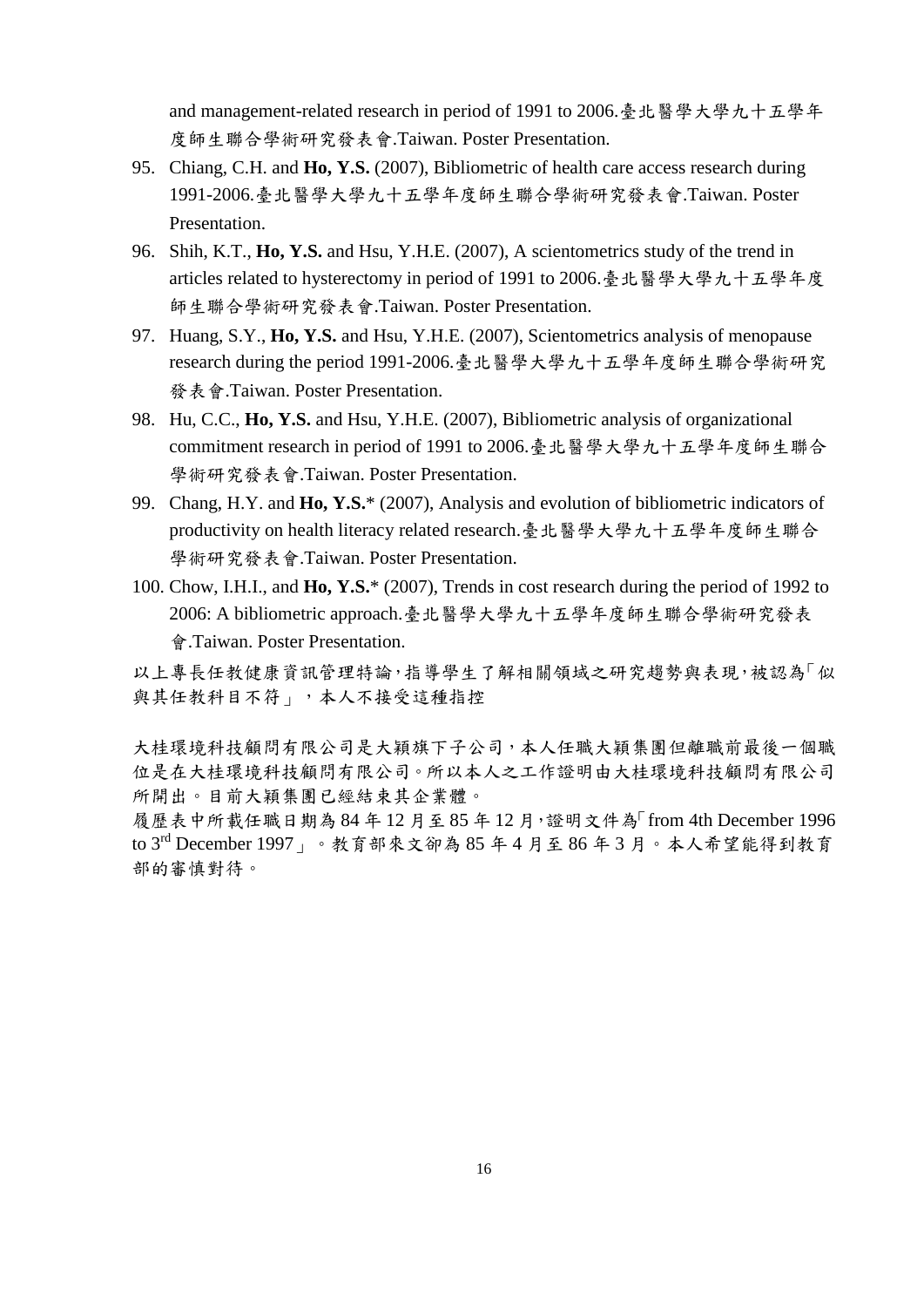and management-related research in period of 1991 to 2006.臺北醫學大學九十五學年度師生聯合學術研究發表會.Taiwan. Poster Presentation.

95. Chiang, C.H. and **Ho, Y.S.** (2007), Bibliometric of health care access research during 1991-2006.臺北醫學大學九十五學年度師生聯合學術研究發表會.Taiwan. Poster Presentation.
96. Shih, K.T., **Ho, Y.S.** and Hsu, Y.H.E. (2007), A scientometrics study of the trend in articles related to hysterectomy in period of 1991 to 2006.臺北醫學大學九十五學年度師生聯合學術研究發表會.Taiwan. Poster Presentation.
97. Huang, S.Y., **Ho, Y.S.** and Hsu, Y.H.E. (2007), Scientometrics analysis of menopause research during the period 1991-2006.臺北醫學大學九十五學年度師生聯合學術研究發表會.Taiwan. Poster Presentation.
98. Hu, C.C., **Ho, Y.S.** and Hsu, Y.H.E. (2007), Bibliometric analysis of organizational commitment research in period of 1991 to 2006.臺北醫學大學九十五學年度師生聯合學術研究發表會.Taiwan. Poster Presentation.
99. Chang, H.Y. and **Ho, Y.S.**\* (2007), Analysis and evolution of bibliometric indicators of productivity on health literacy related research.臺北醫學大學九十五學年度師生聯合學術研究發表會.Taiwan. Poster Presentation.
100. Chow, I.H.I., and **Ho, Y.S.**\* (2007), Trends in cost research during the period of 1992 to 2006: A bibliometric approach.臺北醫學大學九十五學年度師生聯合學術研究發表會.Taiwan. Poster Presentation.

以上專長任教健康資訊管理特論，指導學生了解相關領域之研究趨勢與表現，被認為「似與其任教科目不符」，本人不接受這種指控

大桂環境科技顧問有限公司是大穎旗下子公司，本人任職大穎集團但離職前最後一個職位是在大桂環境科技顧問有限公司。所以本人之工作證明由大桂環境科技顧問有限公司所開出。目前大穎集團已經結束其企業體。
履歷表中所載任職日期為 84 年 12 月至 85 年 12 月，證明文件為「from 4th December 1996 to 3rd December 1997」。教育部來文卻為 85 年 4 月至 86 年 3 月。本人希望能得到教育部的審慎對待。